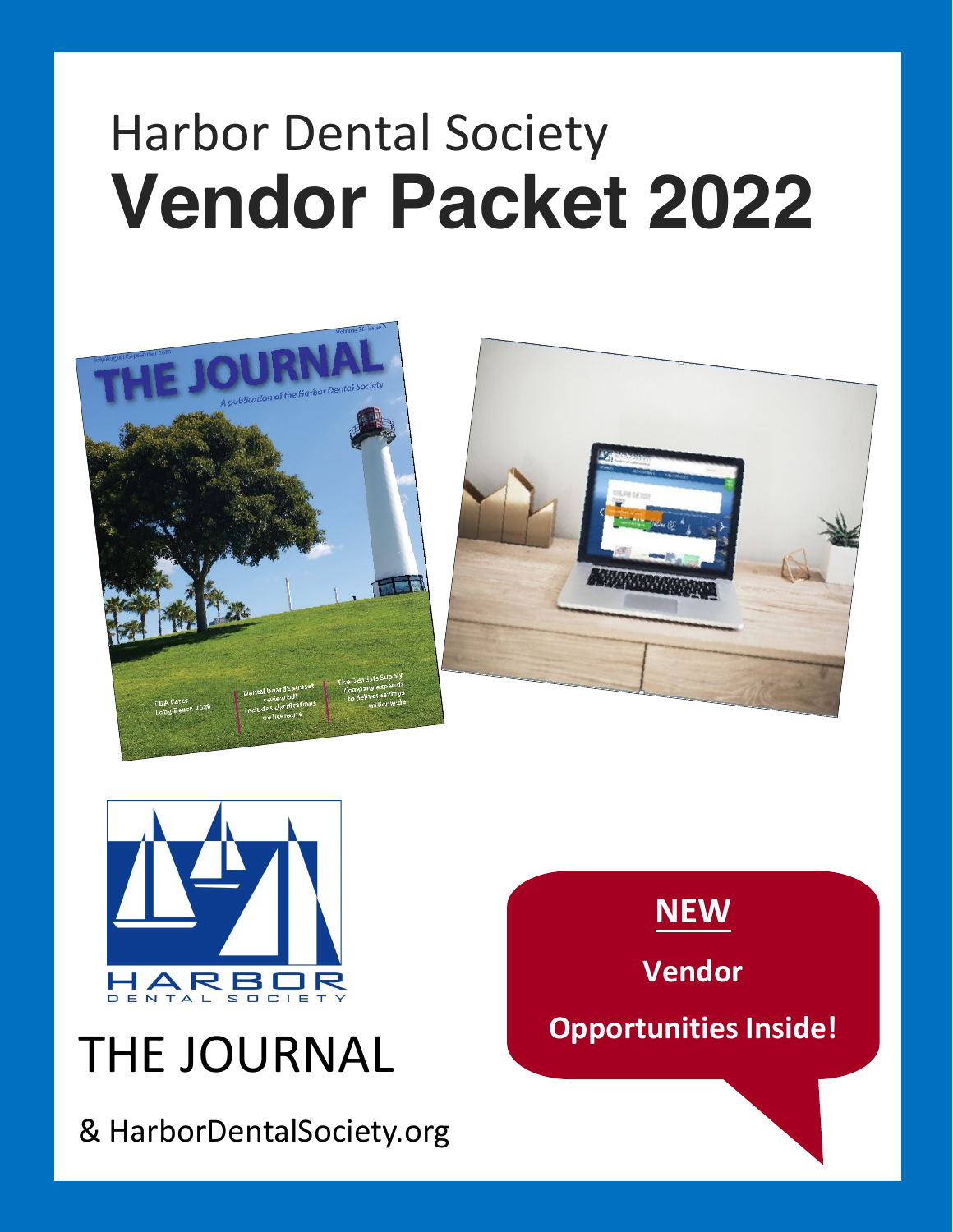Harbor Dental Society

# Vendor Packet 2022

HARBOR
DENTAL SOCIETY

THE JOURNAL

& HarborDentalSociety.org

**NEW**

**Vendor**

**Opportunities Inside!**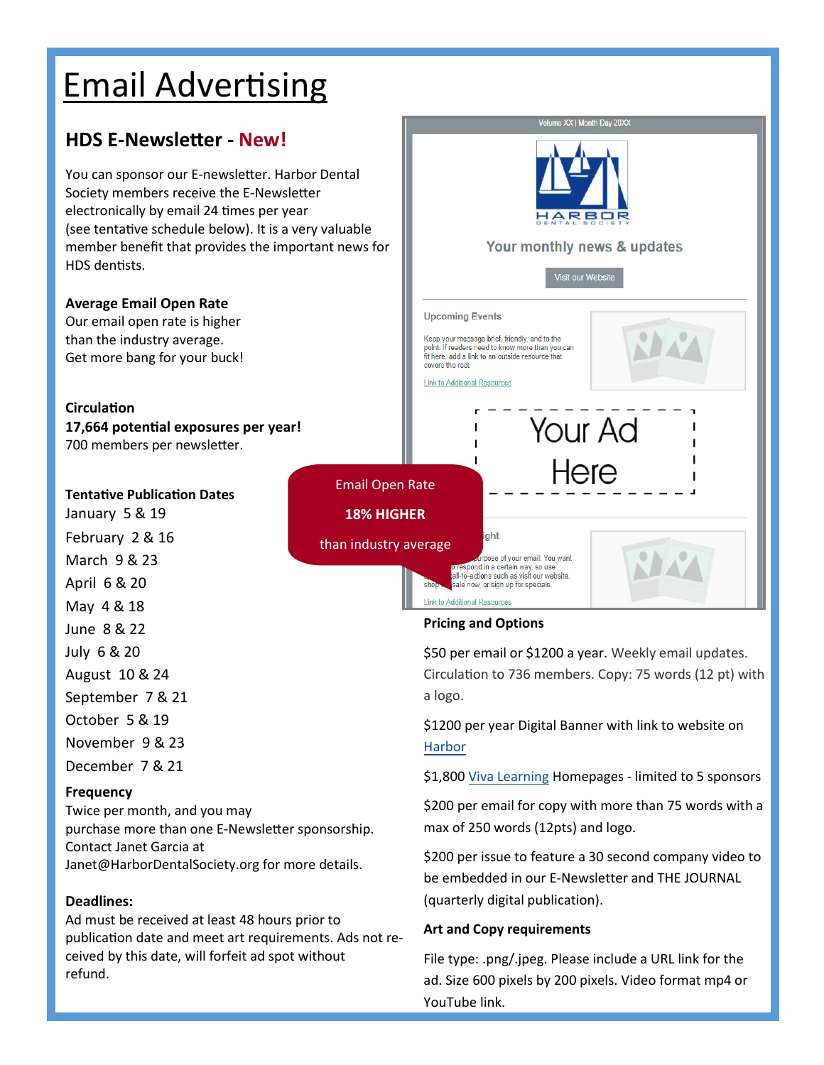# Email Advertising

## HDS E-Newsletter - New!

You can sponsor our E-newsletter. Harbor Dental Society members receive the E-Newsletter electronically by email 24 times per year (see tentative schedule below). It is a very valuable member benefit that provides the important news for HDS dentists.

**Average Email Open Rate**
Our email open rate is higher than the industry average.
Get more bang for your buck!

**Circulation**
**17,664 potential exposures per year!**
700 members per newsletter.

Email Open Rate
**18% HIGHER**
than industry average

**Tentative Publication Dates**

January 5 & 19
February 2 & 16
March 9 & 23
April 6 & 20
May 4 & 18
June 8 & 22
July 6 & 20
August 10 & 24
September 7 & 21
October 5 & 19
November 9 & 23
December 7 & 21

**Frequency**
Twice per month, and you may purchase more than one E-Newsletter sponsorship. Contact Janet Garcia at Janet@HarborDentalSociety.org for more details.

**Deadlines:**
Ad must be received at least 48 hours prior to publication date and meet art requirements. Ads not received by this date, will forfeit ad spot without refund.

**Pricing and Options**

$50 per email or $1200 a year. Weekly email updates. Circulation to 736 members. Copy: 75 words (12 pt) with a logo.

$1200 per year Digital Banner with link to website on Harbor

$1,800 Viva Learning Homepages - limited to 5 sponsors

$200 per email for copy with more than 75 words with a max of 250 words (12pts) and logo.

$200 per issue to feature a 30 second company video to be embedded in our E-Newsletter and THE JOURNAL (quarterly digital publication).

**Art and Copy requirements**

File type: .png/.jpeg. Please include a URL link for the ad. Size 600 pixels by 200 pixels. Video format mp4 or YouTube link.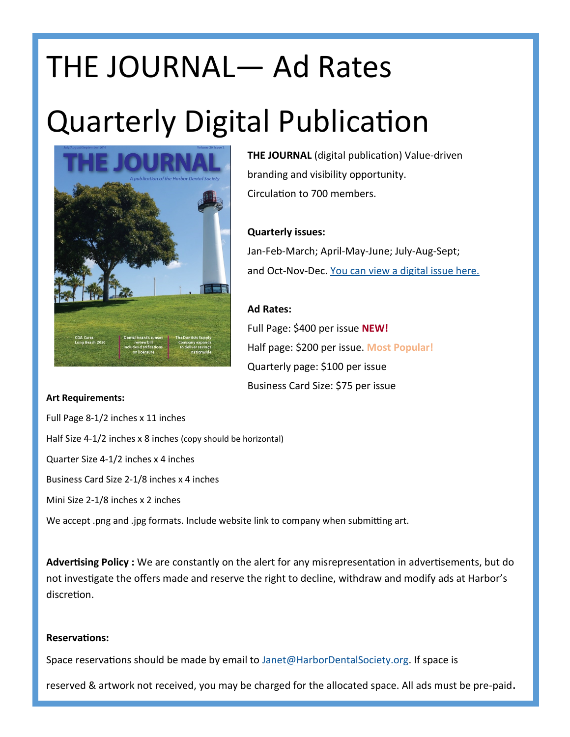# THE JOURNAL— Ad Rates

# Quarterly Digital Publication

**THE JOURNAL** (digital publication) Value-driven branding and visibility opportunity. Circulation to 700 members.

**Quarterly issues:**

Jan-Feb-March; April-May-June; July-Aug-Sept; and Oct-Nov-Dec. [You can view a digital issue here.]

**Ad Rates:**

Full Page: $400 per issue **NEW!**

Half page: $200 per issue. **Most Popular!**

Quarterly page: $100 per issue

Business Card Size: $75 per issue

**Art Requirements:**

Full Page 8-1/2 inches x 11 inches

Half Size 4-1/2 inches x 8 inches (copy should be horizontal)

Quarter Size 4-1/2 inches x 4 inches

Business Card Size 2-1/8 inches x 4 inches

Mini Size 2-1/8 inches x 2 inches

We accept .png and .jpg formats. Include website link to company when submitting art.

**Advertising Policy :** We are constantly on the alert for any misrepresentation in advertisements, but do not investigate the offers made and reserve the right to decline, withdraw and modify ads at Harbor's discretion.

**Reservations:**

Space reservations should be made by email to Janet@HarborDentalSociety.org. If space is reserved & artwork not received, you may be charged for the allocated space. All ads must be pre-paid.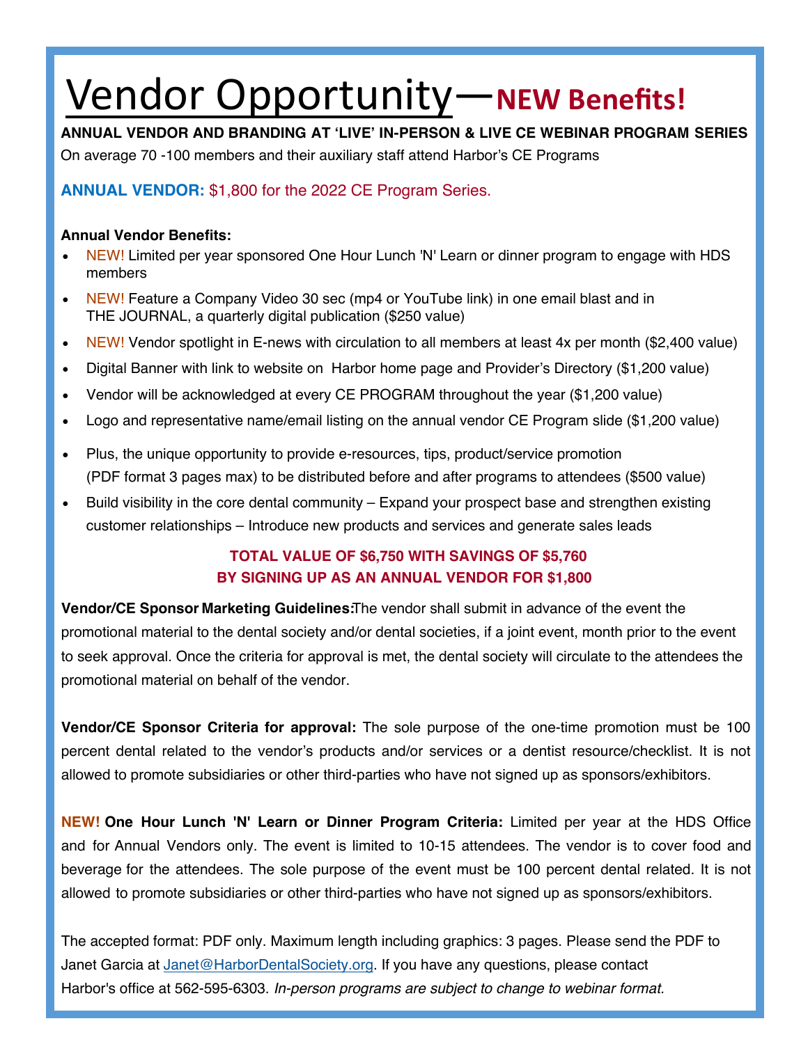# Vendor Opportunity—**NEW Benefits!**

**ANNUAL VENDOR AND BRANDING AT 'LIVE' IN-PERSON & LIVE CE WEBINAR PROGRAM SERIES**

On average 70 -100 members and their auxiliary staff attend Harbor's CE Programs

**ANNUAL VENDOR:** $1,800 for the 2022 CE Program Series.

**Annual Vendor Benefits:**

- NEW! Limited per year sponsored One Hour Lunch 'N' Learn or dinner program to engage with HDS members
- NEW! Feature a Company Video 30 sec (mp4 or YouTube link) in one email blast and in THE JOURNAL, a quarterly digital publication ($250 value)
- NEW! Vendor spotlight in E-news with circulation to all members at least 4x per month ($2,400 value)
- Digital Banner with link to website on Harbor home page and Provider's Directory ($1,200 value)
- Vendor will be acknowledged at every CE PROGRAM throughout the year ($1,200 value)
- Logo and representative name/email listing on the annual vendor CE Program slide ($1,200 value)
- Plus, the unique opportunity to provide e-resources, tips, product/service promotion (PDF format 3 pages max) to be distributed before and after programs to attendees ($500 value)
- Build visibility in the core dental community – Expand your prospect base and strengthen existing customer relationships – Introduce new products and services and generate sales leads

**TOTAL VALUE OF $6,750 WITH SAVINGS OF $5,760**
**BY SIGNING UP AS AN ANNUAL VENDOR FOR $1,800**

**Vendor/CE Sponsor Marketing Guidelines:** The vendor shall submit in advance of the event the promotional material to the dental society and/or dental societies, if a joint event, month prior to the event to seek approval. Once the criteria for approval is met, the dental society will circulate to the attendees the promotional material on behalf of the vendor.

**Vendor/CE Sponsor Criteria for approval:** The sole purpose of the one-time promotion must be 100 percent dental related to the vendor's products and/or services or a dentist resource/checklist. It is not allowed to promote subsidiaries or other third-parties who have not signed up as sponsors/exhibitors.

**NEW! One Hour Lunch 'N' Learn or Dinner Program Criteria:** Limited per year at the HDS Office and for Annual Vendors only. The event is limited to 10-15 attendees. The vendor is to cover food and beverage for the attendees. The sole purpose of the event must be 100 percent dental related. It is not allowed to promote subsidiaries or other third-parties who have not signed up as sponsors/exhibitors.

The accepted format: PDF only. Maximum length including graphics: 3 pages. Please send the PDF to Janet Garcia at Janet@HarborDentalSociety.org. If you have any questions, please contact Harbor's office at 562-595-6303. *In-person programs are subject to change to webinar format.*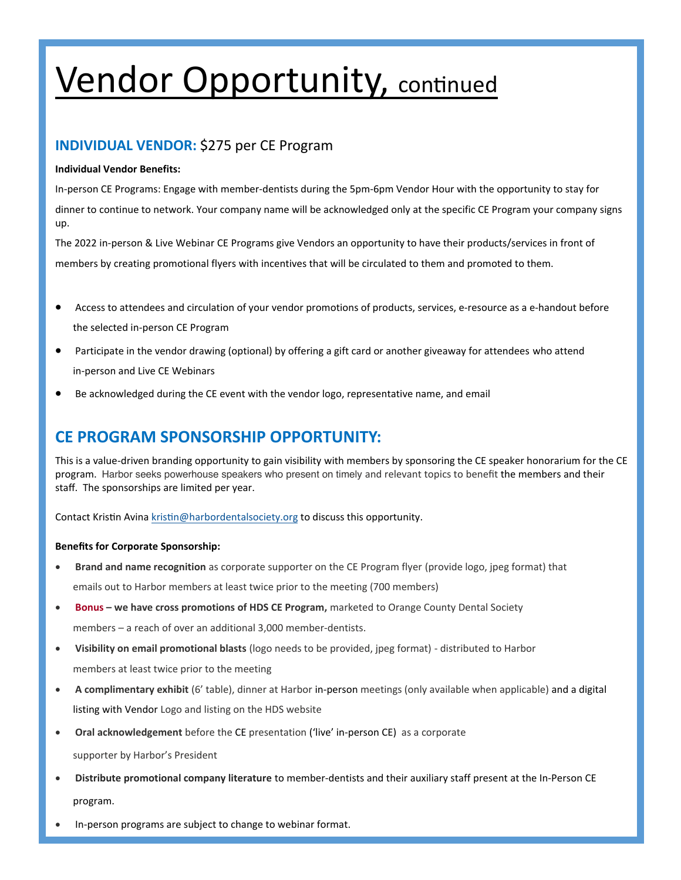# Vendor Opportunity, continued

## INDIVIDUAL VENDOR: $275 per CE Program

**Individual Vendor Benefits:**

In-person CE Programs: Engage with member-dentists during the 5pm-6pm Vendor Hour with the opportunity to stay for dinner to continue to network. Your company name will be acknowledged only at the specific CE Program your company signs up.

The 2022 in-person & Live Webinar CE Programs give Vendors an opportunity to have their products/services in front of members by creating promotional flyers with incentives that will be circulated to them and promoted to them.

- Access to attendees and circulation of your vendor promotions of products, services, e-resource as a e-handout before the selected in-person CE Program
- Participate in the vendor drawing (optional) by offering a gift card or another giveaway for attendees who attend in-person and Live CE Webinars
- Be acknowledged during the CE event with the vendor logo, representative name, and email

## CE PROGRAM SPONSORSHIP OPPORTUNITY:

This is a value-driven branding opportunity to gain visibility with members by sponsoring the CE speaker honorarium for the CE program. Harbor seeks powerhouse speakers who present on timely and relevant topics to benefit the members and their staff. The sponsorships are limited per year.

Contact Kristin Avina kristin@harbordentalsociety.org to discuss this opportunity.

**Benefits for Corporate Sponsorship:**

- **Brand and name recognition** as corporate supporter on the CE Program flyer (provide logo, jpeg format) that emails out to Harbor members at least twice prior to the meeting (700 members)
- **Bonus – we have cross promotions of HDS CE Program,** marketed to Orange County Dental Society members – a reach of over an additional 3,000 member-dentists.
- **Visibility on email promotional blasts** (logo needs to be provided, jpeg format) - distributed to Harbor members at least twice prior to the meeting
- **A complimentary exhibit** (6' table), dinner at Harbor in-person meetings (only available when applicable) and a digital listing with Vendor Logo and listing on the HDS website
- **Oral acknowledgement** before the CE presentation ('live' in-person CE) as a corporate supporter by Harbor's President
- **Distribute promotional company literature** to member-dentists and their auxiliary staff present at the In-Person CE program.
- In-person programs are subject to change to webinar format.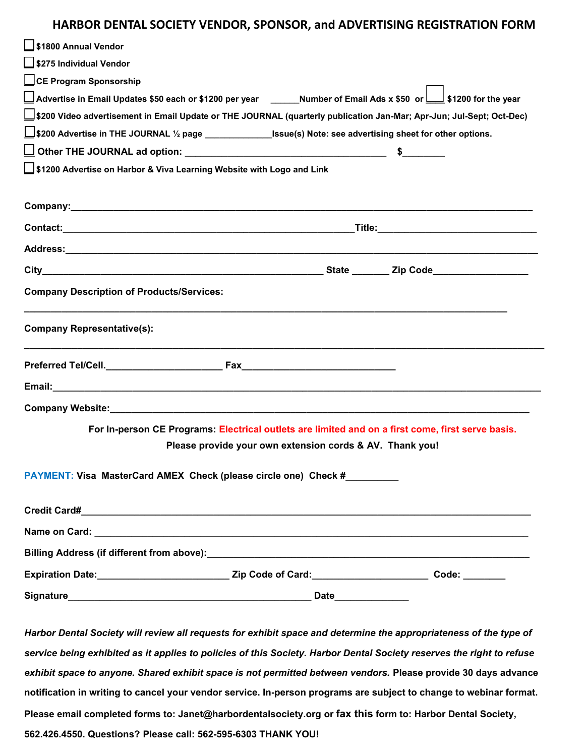# HARBOR DENTAL SOCIETY VENDOR, SPONSOR, and ADVERTISING REGISTRATION FORM

☐ **$1800 Annual Vendor**

☐ **$275 Individual Vendor**

☐ **CE Program Sponsorship**

☐ **Advertise in Email Updates $50 each or $1200 per year ______Number of Email Ads x $50 or ☐ $1200 for the year**

☐ **$200 Video advertisement in Email Update or THE JOURNAL (quarterly publication Jan-Mar; Apr-Jun; Jul-Sept; Oct-Dec)**

☐ **$200 Advertise in THE JOURNAL ½ page _____________Issue(s) Note: see advertising sheet for other options.**

☐ **Other THE JOURNAL ad option: _______________________________________ $________**

☐ **$1200 Advertise on Harbor & Viva Learning Website with Logo and Link**

**Company:**_______________________________________________________________________________

**Contact:**_______________________________________________________**Title:**_____________________________

**Address:**_______________________________________________________________________________

**City**_____________________________________________________ **State** _______ **Zip Code**__________________

**Company Description of Products/Services:**

_______________________________________________________________________________________

**Company Representative(s):**

_______________________________________________________________________________________

**Preferred Tel/Cell.**_____________________ **Fax**____________________________

**Email:**_________________________________________________________________________________

**Company Website:**_______________________________________________________________________

**For In-person CE Programs: Electrical outlets are limited and on a first come, first serve basis.**

**Please provide your own extension cords & AV. Thank you!**

**PAYMENT: Visa MasterCard AMEX Check (please circle one) Check #__________**

**Credit Card#**____________________________________________________________________________

**Name on Card:** __________________________________________________________________________

**Billing Address (if different from above):**_____________________________________________________

**Expiration Date:**________________________ **Zip Code of Card:**_____________________ **Code:** ________

**Signature**_____________________________________________ **Date**______________

***Harbor Dental Society will review all requests for exhibit space and determine the appropriateness of the type of service being exhibited as it applies to policies of this Society. Harbor Dental Society reserves the right to refuse exhibit space to anyone. Shared exhibit space is not permitted between vendors.*** **Please provide 30 days advance notification in writing to cancel your vendor service. In-person programs are subject to change to webinar format. Please email completed forms to: Janet@harbordentalsociety.org or fax this form to: Harbor Dental Society, 562.426.4550. Questions? Please call: 562-595-6303 THANK YOU!**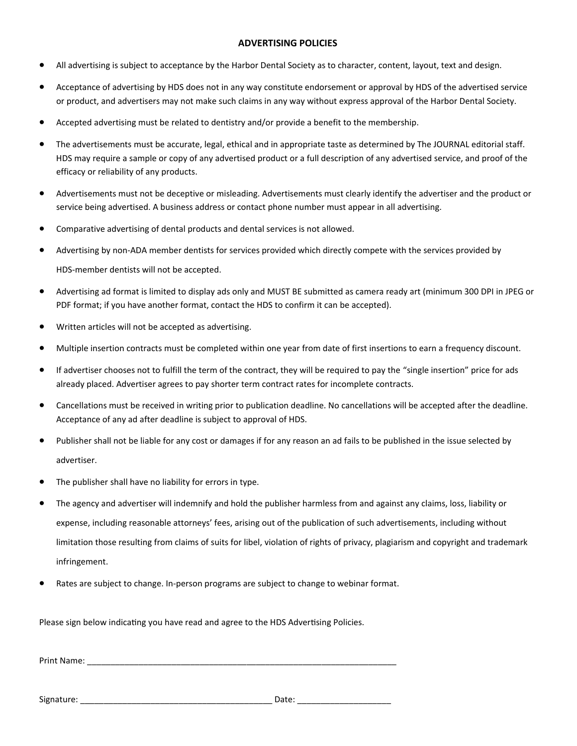# ADVERTISING POLICIES

- All advertising is subject to acceptance by the Harbor Dental Society as to character, content, layout, text and design.
- Acceptance of advertising by HDS does not in any way constitute endorsement or approval by HDS of the advertised service or product, and advertisers may not make such claims in any way without express approval of the Harbor Dental Society.
- Accepted advertising must be related to dentistry and/or provide a benefit to the membership.
- The advertisements must be accurate, legal, ethical and in appropriate taste as determined by The JOURNAL editorial staff. HDS may require a sample or copy of any advertised product or a full description of any advertised service, and proof of the efficacy or reliability of any products.
- Advertisements must not be deceptive or misleading. Advertisements must clearly identify the advertiser and the product or service being advertised. A business address or contact phone number must appear in all advertising.
- Comparative advertising of dental products and dental services is not allowed.
- Advertising by non-ADA member dentists for services provided which directly compete with the services provided by HDS-member dentists will not be accepted.
- Advertising ad format is limited to display ads only and MUST BE submitted as camera ready art (minimum 300 DPI in JPEG or PDF format; if you have another format, contact the HDS to confirm it can be accepted).
- Written articles will not be accepted as advertising.
- Multiple insertion contracts must be completed within one year from date of first insertions to earn a frequency discount.
- If advertiser chooses not to fulfill the term of the contract, they will be required to pay the "single insertion" price for ads already placed. Advertiser agrees to pay shorter term contract rates for incomplete contracts.
- Cancellations must be received in writing prior to publication deadline. No cancellations will be accepted after the deadline. Acceptance of any ad after deadline is subject to approval of HDS.
- Publisher shall not be liable for any cost or damages if for any reason an ad fails to be published in the issue selected by advertiser.
- The publisher shall have no liability for errors in type.
- The agency and advertiser will indemnify and hold the publisher harmless from and against any claims, loss, liability or expense, including reasonable attorneys' fees, arising out of the publication of such advertisements, including without limitation those resulting from claims of suits for libel, violation of rights of privacy, plagiarism and copyright and trademark infringement.
- Rates are subject to change. In-person programs are subject to change to webinar format.

Please sign below indicating you have read and agree to the HDS Advertising Policies.

Print Name: ____________________________________________________________________

Signature: __________________________________________ Date: ____________________